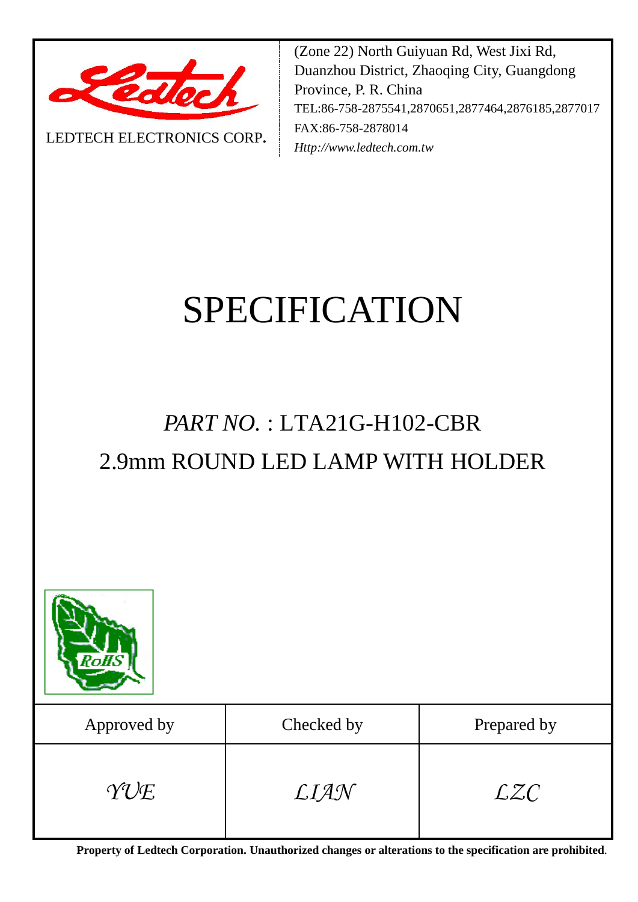LEDTECH ELECTRONICS CORP.

(Zone 22) North Guiyuan Rd, West Jixi Rd, Duanzhou District, Zhaoqing City, Guangdong Province, P. R. China
TEL:86-758-2875541,2870651,2877464,2876185,2877017
FAX:86-758-2878014
*Http://www.ledtech.com.tw*

# SPECIFICATION

## *PART NO.* : LTA21G-H102-CBR
## 2.9mm ROUND LED LAMP WITH HOLDER

| Approved by | Checked by | Prepared by |
|---|---|---|
| *YUE* | *LIAN* | *LZC* |

**Property of Ledtech Corporation. Unauthorized changes or alterations to the specification are prohibited.**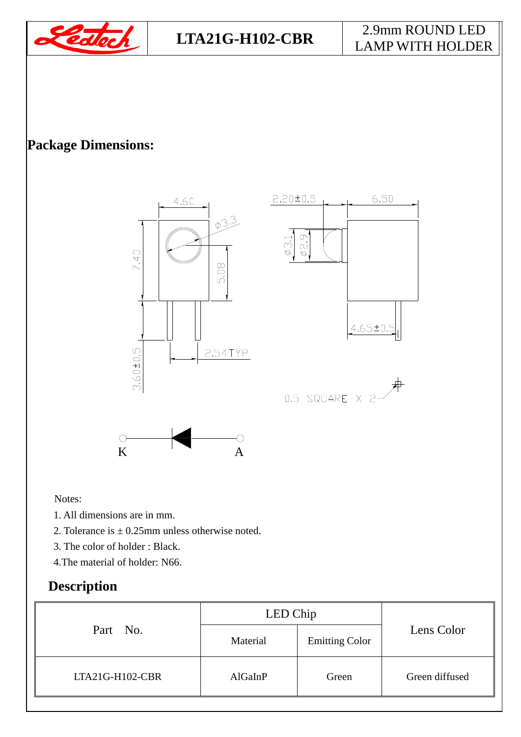## Package Dimensions:

Notes:

1. All dimensions are in mm.
2. Tolerance is ± 0.25mm unless otherwise noted.
3. The color of holder : Black.
4. The material of holder: N66.

## Description

| Part No. | LED Chip | | Lens Color |
|---|---|---|---|
| | Material | Emitting Color | |
| LTA21G-H102-CBR | AlGaInP | Green | Green diffused |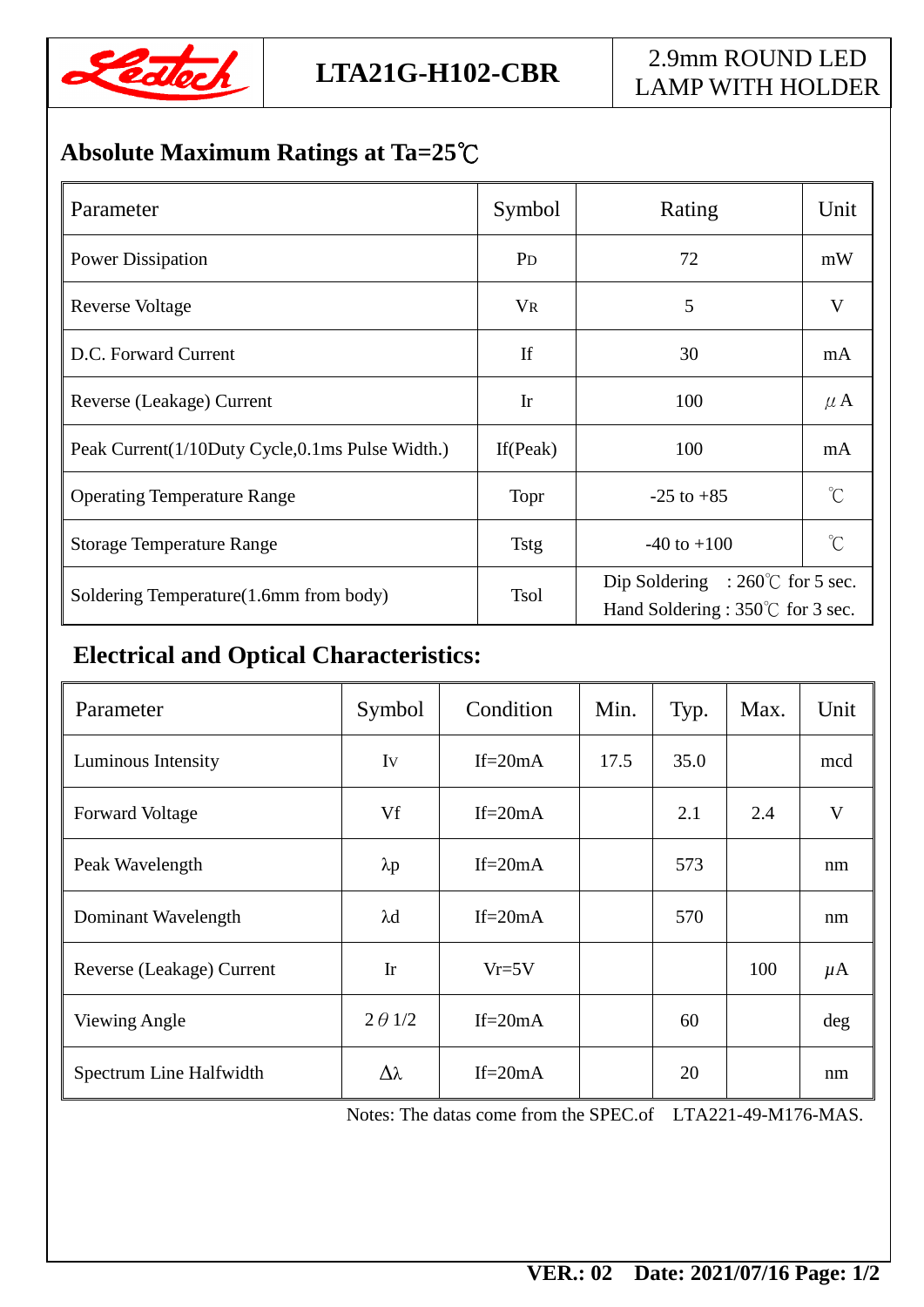| | LTA21G-H102-CBR | 2.9mm ROUND LED LAMP WITH HOLDER |
|---|---|---|

## Absolute Maximum Ratings at Ta=25℃

| Parameter | Symbol | Rating | Unit |
|---|---|---|---|
| Power Dissipation | $P_D$ | 72 | mW |
| Reverse Voltage | $V_R$ | 5 | V |
| D.C. Forward Current | If | 30 | mA |
| Reverse (Leakage) Current | Ir | 100 | μA |
| Peak Current(1/10Duty Cycle,0.1ms Pulse Width.) | If(Peak) | 100 | mA |
| Operating Temperature Range | Topr | -25 to +85 | ℃ |
| Storage Temperature Range | Tstg | -40 to +100 | ℃ |
| Soldering Temperature(1.6mm from body) | Tsol | Dip Soldering : 260℃ for 5 sec. Hand Soldering : 350℃ for 3 sec. | |

## Electrical and Optical Characteristics:

| Parameter | Symbol | Condition | Min. | Typ. | Max. | Unit |
|---|---|---|---|---|---|---|
| Luminous Intensity | $I_V$ | If=20mA | 17.5 | 35.0 | | mcd |
| Forward Voltage | Vf | If=20mA | | 2.1 | 2.4 | V |
| Peak Wavelength | λp | If=20mA | | 573 | | nm |
| Dominant Wavelength | λd | If=20mA | | 570 | | nm |
| Reverse (Leakage) Current | Ir | Vr=5V | | | 100 | μA |
| Viewing Angle | 2θ1/2 | If=20mA | | 60 | | deg |
| Spectrum Line Halfwidth | Δλ | If=20mA | | 20 | | nm |

Notes: The datas come from the SPEC.of LTA221-49-M176-MAS.

**VER.: 02 Date: 2021/07/16**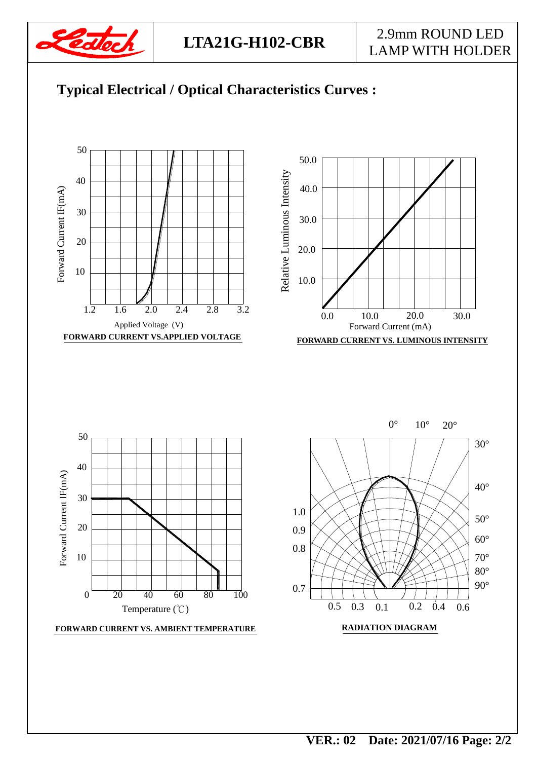## Typical Electrical / Optical Characteristics Curves :

Forward Current IF(mA)

50
40
30
20
10

1.2 1.6 2.0 2.4 2.8 3.2

Applied Voltage (V)

**FORWARD CURRENT VS.APPLIED VOLTAGE**

Relative Luminous Intensity

50.0
40.0
30.0
20.0
10.0

0.0 10.0 20.0 30.0

Forward Current (mA)

**FORWARD CURRENT VS. LUMINOUS INTENSITY**

Forward Current IF(mA)

50
40
30
20
10
0

20 40 60 80 100

Temperature (℃)

**FORWARD CURRENT VS. AMBIENT TEMPERATURE**

0° 10° 20° 30° 40° 50° 60° 70° 80° 90°

1.0
0.9
0.8
0.7

0.5 0.3 0.1 0.2 0.4 0.6

**RADIATION DIAGRAM**